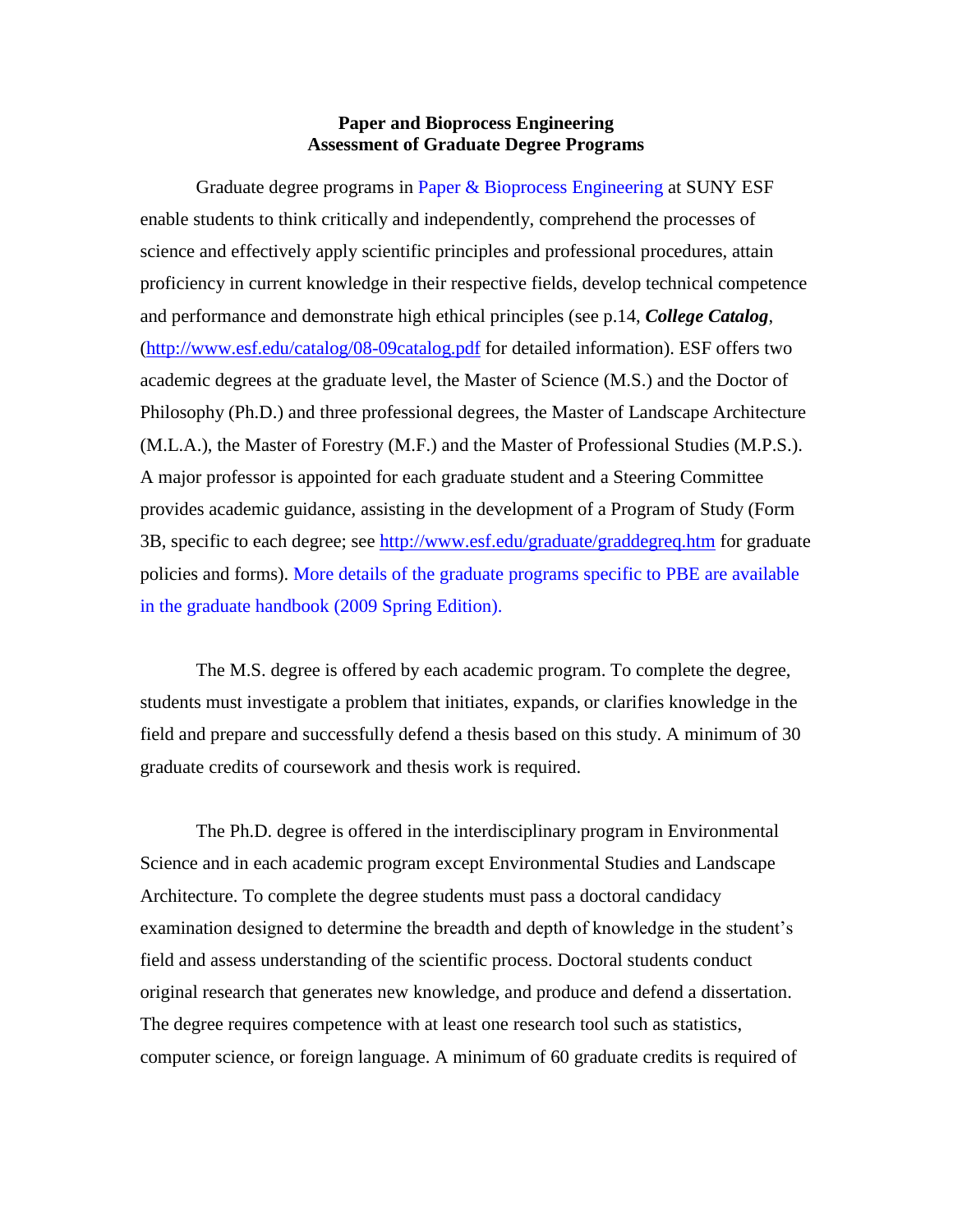# Paper and Bioprocess Engineering
## Assessment of Graduate Degree Programs

Graduate degree programs in Paper & Bioprocess Engineering at SUNY ESF enable students to think critically and independently, comprehend the processes of science and effectively apply scientific principles and professional procedures, attain proficiency in current knowledge in their respective fields, develop technical competence and performance and demonstrate high ethical principles (see p.14, ***College Catalog***, (http://www.esf.edu/catalog/08-09catalog.pdf for detailed information). ESF offers two academic degrees at the graduate level, the Master of Science (M.S.) and the Doctor of Philosophy (Ph.D.) and three professional degrees, the Master of Landscape Architecture (M.L.A.), the Master of Forestry (M.F.) and the Master of Professional Studies (M.P.S.). A major professor is appointed for each graduate student and a Steering Committee provides academic guidance, assisting in the development of a Program of Study (Form 3B, specific to each degree; see http://www.esf.edu/graduate/graddegreq.htm for graduate policies and forms). More details of the graduate programs specific to PBE are available in the graduate handbook (2009 Spring Edition).

The M.S. degree is offered by each academic program. To complete the degree, students must investigate a problem that initiates, expands, or clarifies knowledge in the field and prepare and successfully defend a thesis based on this study. A minimum of 30 graduate credits of coursework and thesis work is required.

The Ph.D. degree is offered in the interdisciplinary program in Environmental Science and in each academic program except Environmental Studies and Landscape Architecture. To complete the degree students must pass a doctoral candidacy examination designed to determine the breadth and depth of knowledge in the student's field and assess understanding of the scientific process. Doctoral students conduct original research that generates new knowledge, and produce and defend a dissertation. The degree requires competence with at least one research tool such as statistics, computer science, or foreign language. A minimum of 60 graduate credits is required of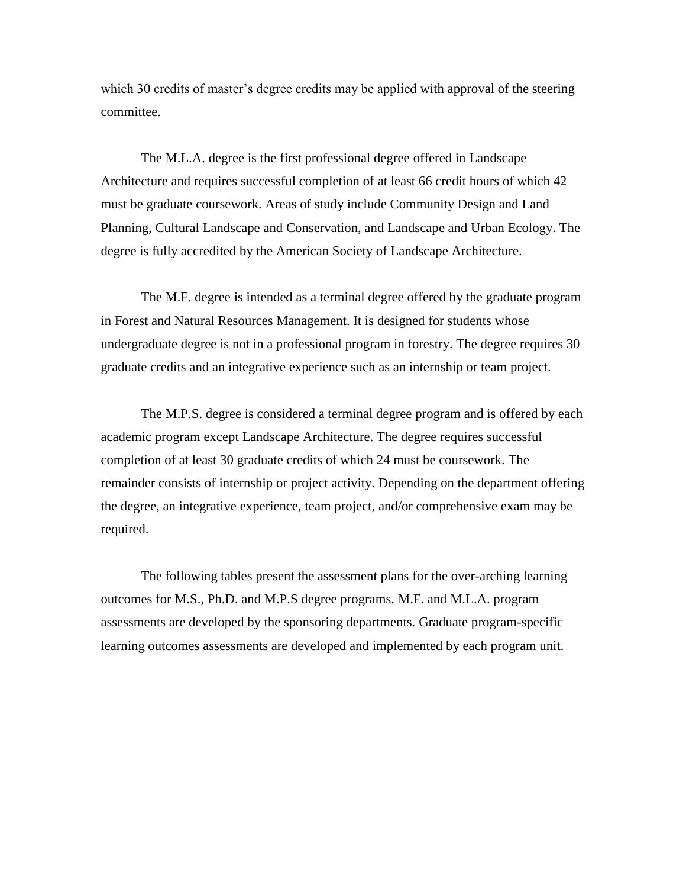which 30 credits of master's degree credits may be applied with approval of the steering committee.

The M.L.A. degree is the first professional degree offered in Landscape Architecture and requires successful completion of at least 66 credit hours of which 42 must be graduate coursework. Areas of study include Community Design and Land Planning, Cultural Landscape and Conservation, and Landscape and Urban Ecology. The degree is fully accredited by the American Society of Landscape Architecture.

The M.F. degree is intended as a terminal degree offered by the graduate program in Forest and Natural Resources Management. It is designed for students whose undergraduate degree is not in a professional program in forestry. The degree requires 30 graduate credits and an integrative experience such as an internship or team project.

The M.P.S. degree is considered a terminal degree program and is offered by each academic program except Landscape Architecture. The degree requires successful completion of at least 30 graduate credits of which 24 must be coursework. The remainder consists of internship or project activity. Depending on the department offering the degree, an integrative experience, team project, and/or comprehensive exam may be required.

The following tables present the assessment plans for the over-arching learning outcomes for M.S., Ph.D. and M.P.S degree programs. M.F. and M.L.A. program assessments are developed by the sponsoring departments. Graduate program-specific learning outcomes assessments are developed and implemented by each program unit.